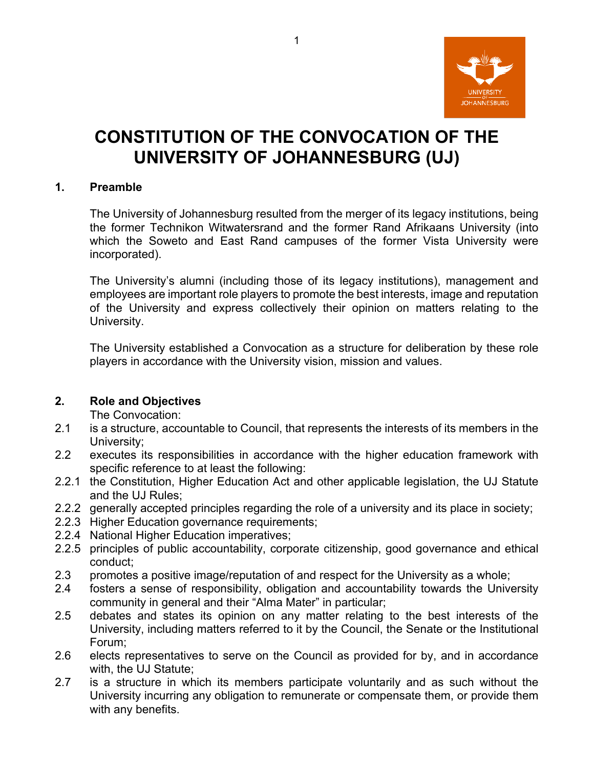# CONSTITUTION OF THE CONVOCATION OF THE UNIVERSITY OF JOHANNESBURG (UJ)

## 1. Preamble

The University of Johannesburg resulted from the merger of its legacy institutions, being the former Technikon Witwatersrand and the former Rand Afrikaans University (into which the Soweto and East Rand campuses of the former Vista University were incorporated).

The University's alumni (including those of its legacy institutions), management and employees are important role players to promote the best interests, image and reputation of the University and express collectively their opinion on matters relating to the University.

The University established a Convocation as a structure for deliberation by these role players in accordance with the University vision, mission and values.

## 2. Role and Objectives

The Convocation:

2.1 is a structure, accountable to Council, that represents the interests of its members in the University;

2.2 executes its responsibilities in accordance with the higher education framework with specific reference to at least the following:

2.2.1 the Constitution, Higher Education Act and other applicable legislation, the UJ Statute and the UJ Rules;

2.2.2 generally accepted principles regarding the role of a university and its place in society;

2.2.3 Higher Education governance requirements;

2.2.4 National Higher Education imperatives;

2.2.5 principles of public accountability, corporate citizenship, good governance and ethical conduct;

2.3 promotes a positive image/reputation of and respect for the University as a whole;

2.4 fosters a sense of responsibility, obligation and accountability towards the University community in general and their "Alma Mater" in particular;

2.5 debates and states its opinion on any matter relating to the best interests of the University, including matters referred to it by the Council, the Senate or the Institutional Forum;

2.6 elects representatives to serve on the Council as provided for by, and in accordance with, the UJ Statute;

2.7 is a structure in which its members participate voluntarily and as such without the University incurring any obligation to remunerate or compensate them, or provide them with any benefits.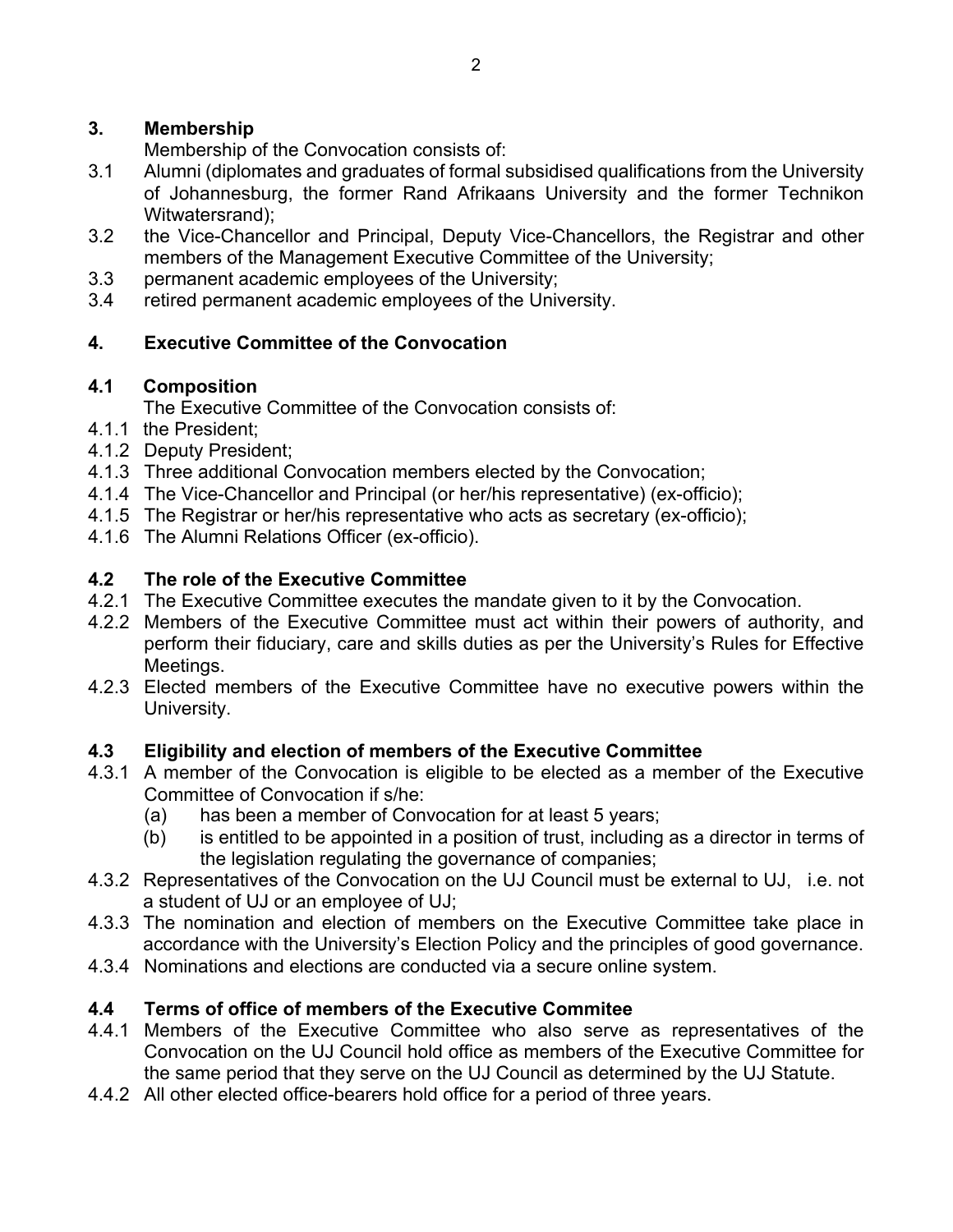## 3. Membership

Membership of the Convocation consists of:

3.1 Alumni (diplomates and graduates of formal subsidised qualifications from the University of Johannesburg, the former Rand Afrikaans University and the former Technikon Witwatersrand);

3.2 the Vice-Chancellor and Principal, Deputy Vice-Chancellors, the Registrar and other members of the Management Executive Committee of the University;

3.3 permanent academic employees of the University;

3.4 retired permanent academic employees of the University.

## 4. Executive Committee of the Convocation

### 4.1 Composition

The Executive Committee of the Convocation consists of:

4.1.1 the President;

4.1.2 Deputy President;

4.1.3 Three additional Convocation members elected by the Convocation;

4.1.4 The Vice-Chancellor and Principal (or her/his representative) (ex-officio);

4.1.5 The Registrar or her/his representative who acts as secretary (ex-officio);

4.1.6 The Alumni Relations Officer (ex-officio).

### 4.2 The role of the Executive Committee

4.2.1 The Executive Committee executes the mandate given to it by the Convocation.

4.2.2 Members of the Executive Committee must act within their powers of authority, and perform their fiduciary, care and skills duties as per the University's Rules for Effective Meetings.

4.2.3 Elected members of the Executive Committee have no executive powers within the University.

### 4.3 Eligibility and election of members of the Executive Committee

4.3.1 A member of the Convocation is eligible to be elected as a member of the Executive Committee of Convocation if s/he:

(a) has been a member of Convocation for at least 5 years;

(b) is entitled to be appointed in a position of trust, including as a director in terms of the legislation regulating the governance of companies;

4.3.2 Representatives of the Convocation on the UJ Council must be external to UJ, i.e. not a student of UJ or an employee of UJ;

4.3.3 The nomination and election of members on the Executive Committee take place in accordance with the University's Election Policy and the principles of good governance.

4.3.4 Nominations and elections are conducted via a secure online system.

### 4.4 Terms of office of members of the Executive Commitee

4.4.1 Members of the Executive Committee who also serve as representatives of the Convocation on the UJ Council hold office as members of the Executive Committee for the same period that they serve on the UJ Council as determined by the UJ Statute.

4.4.2 All other elected office-bearers hold office for a period of three years.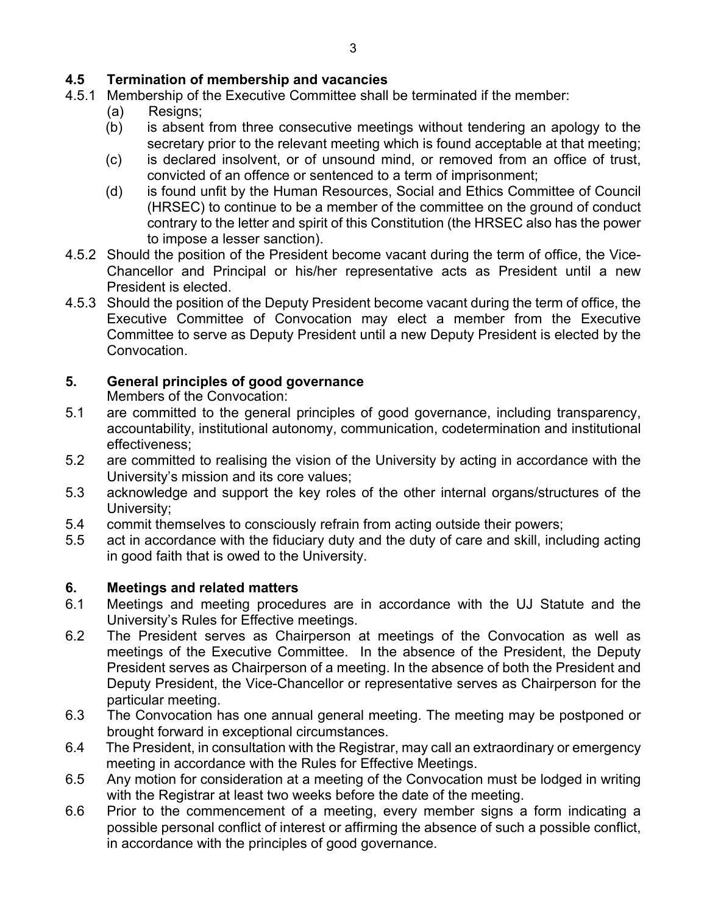### 4.5 Termination of membership and vacancies

4.5.1 Membership of the Executive Committee shall be terminated if the member:

- (a) Resigns;
- (b) is absent from three consecutive meetings without tendering an apology to the secretary prior to the relevant meeting which is found acceptable at that meeting;
- (c) is declared insolvent, or of unsound mind, or removed from an office of trust, convicted of an offence or sentenced to a term of imprisonment;
- (d) is found unfit by the Human Resources, Social and Ethics Committee of Council (HRSEC) to continue to be a member of the committee on the ground of conduct contrary to the letter and spirit of this Constitution (the HRSEC also has the power to impose a lesser sanction).

4.5.2 Should the position of the President become vacant during the term of office, the Vice-Chancellor and Principal or his/her representative acts as President until a new President is elected.

4.5.3 Should the position of the Deputy President become vacant during the term of office, the Executive Committee of Convocation may elect a member from the Executive Committee to serve as Deputy President until a new Deputy President is elected by the Convocation.

## 5. General principles of good governance

Members of the Convocation:

5.1 are committed to the general principles of good governance, including transparency, accountability, institutional autonomy, communication, codetermination and institutional effectiveness;

5.2 are committed to realising the vision of the University by acting in accordance with the University's mission and its core values;

5.3 acknowledge and support the key roles of the other internal organs/structures of the University;

5.4 commit themselves to consciously refrain from acting outside their powers;

5.5 act in accordance with the fiduciary duty and the duty of care and skill, including acting in good faith that is owed to the University.

## 6. Meetings and related matters

6.1 Meetings and meeting procedures are in accordance with the UJ Statute and the University's Rules for Effective meetings.

6.2 The President serves as Chairperson at meetings of the Convocation as well as meetings of the Executive Committee. In the absence of the President, the Deputy President serves as Chairperson of a meeting. In the absence of both the President and Deputy President, the Vice-Chancellor or representative serves as Chairperson for the particular meeting.

6.3 The Convocation has one annual general meeting. The meeting may be postponed or brought forward in exceptional circumstances.

6.4 The President, in consultation with the Registrar, may call an extraordinary or emergency meeting in accordance with the Rules for Effective Meetings.

6.5 Any motion for consideration at a meeting of the Convocation must be lodged in writing with the Registrar at least two weeks before the date of the meeting.

6.6 Prior to the commencement of a meeting, every member signs a form indicating a possible personal conflict of interest or affirming the absence of such a possible conflict, in accordance with the principles of good governance.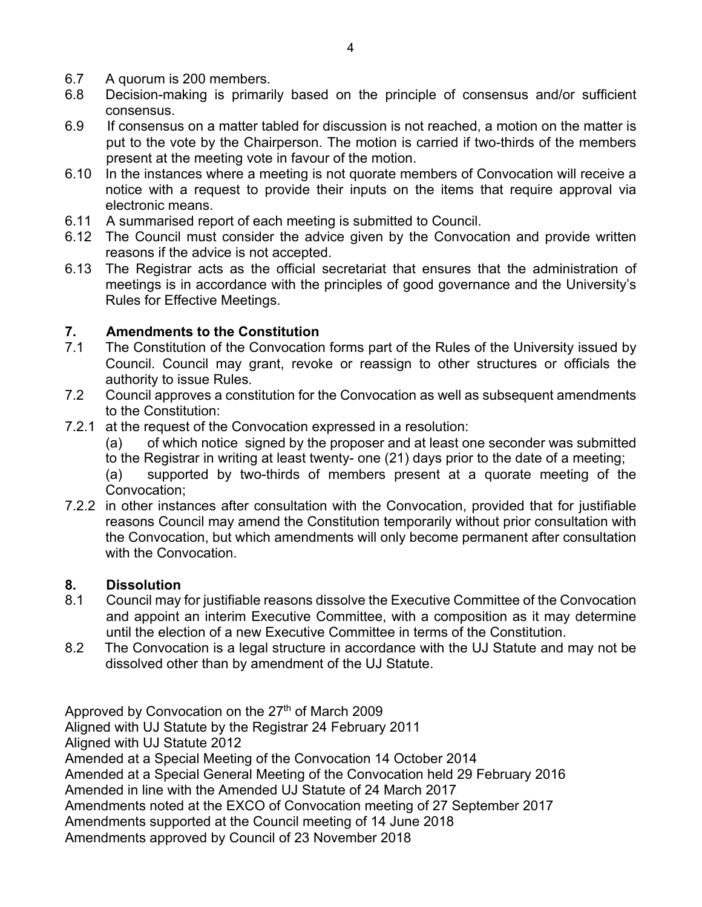6.7 A quorum is 200 members.

6.8 Decision-making is primarily based on the principle of consensus and/or sufficient consensus.

6.9 If consensus on a matter tabled for discussion is not reached, a motion on the matter is put to the vote by the Chairperson. The motion is carried if two-thirds of the members present at the meeting vote in favour of the motion.

6.10 In the instances where a meeting is not quorate members of Convocation will receive a notice with a request to provide their inputs on the items that require approval via electronic means.

6.11 A summarised report of each meeting is submitted to Council.

6.12 The Council must consider the advice given by the Convocation and provide written reasons if the advice is not accepted.

6.13 The Registrar acts as the official secretariat that ensures that the administration of meetings is in accordance with the principles of good governance and the University's Rules for Effective Meetings.

## 7. Amendments to the Constitution

7.1 The Constitution of the Convocation forms part of the Rules of the University issued by Council. Council may grant, revoke or reassign to other structures or officials the authority to issue Rules.

7.2 Council approves a constitution for the Convocation as well as subsequent amendments to the Constitution:

7.2.1 at the request of the Convocation expressed in a resolution:

(a) of which notice signed by the proposer and at least one seconder was submitted to the Registrar in writing at least twenty- one (21) days prior to the date of a meeting;

(a) supported by two-thirds of members present at a quorate meeting of the Convocation;

7.2.2 in other instances after consultation with the Convocation, provided that for justifiable reasons Council may amend the Constitution temporarily without prior consultation with the Convocation, but which amendments will only become permanent after consultation with the Convocation.

## 8. Dissolution

8.1 Council may for justifiable reasons dissolve the Executive Committee of the Convocation and appoint an interim Executive Committee, with a composition as it may determine until the election of a new Executive Committee in terms of the Constitution.

8.2 The Convocation is a legal structure in accordance with the UJ Statute and may not be dissolved other than by amendment of the UJ Statute.

Approved by Convocation on the 27th of March 2009
Aligned with UJ Statute by the Registrar 24 February 2011
Aligned with UJ Statute 2012
Amended at a Special Meeting of the Convocation 14 October 2014
Amended at a Special General Meeting of the Convocation held 29 February 2016
Amended in line with the Amended UJ Statute of 24 March 2017
Amendments noted at the EXCO of Convocation meeting of 27 September 2017
Amendments supported at the Council meeting of 14 June 2018
Amendments approved by Council of 23 November 2018